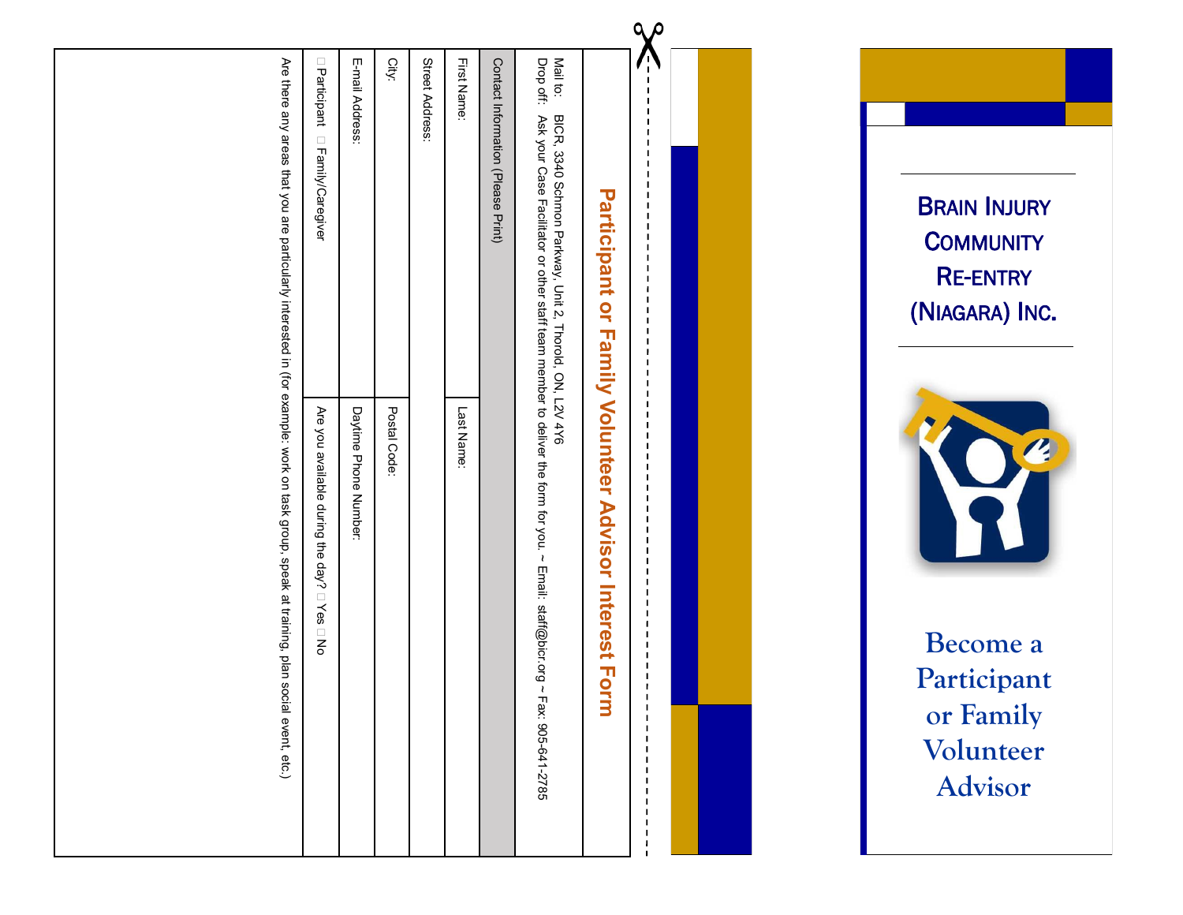# Brain Injury Community Re-entry (Niagara) Inc.

## Become a Participant or Family Volunteer Advisor

---

## Participant or Family Volunteer Interest Form

Mail to: BICR, 3340 Schmon Parkway, Unit 2, Thorold, ON, L2V 4Y6

Drop off: Ask your Case Facilitator or other staff team member to deliver the form for you. ~ Email: staff@bicr.org ~ Fax: 905-641-2785

| Contact Information (Please Print) | |
|---|---|
| First Name: | Last Name: |
| Street Address: | |
| City: | Postal Code: |
| E-mail Address: | Daytime Phone Number: |
| ☐ Participant ☐ Family/Caregiver | Are you available during the day? ☐ Yes ☐ No |
| Are there any areas that you are particularly interested in (for example: work on task group, speak at training, plan social event, etc.) | |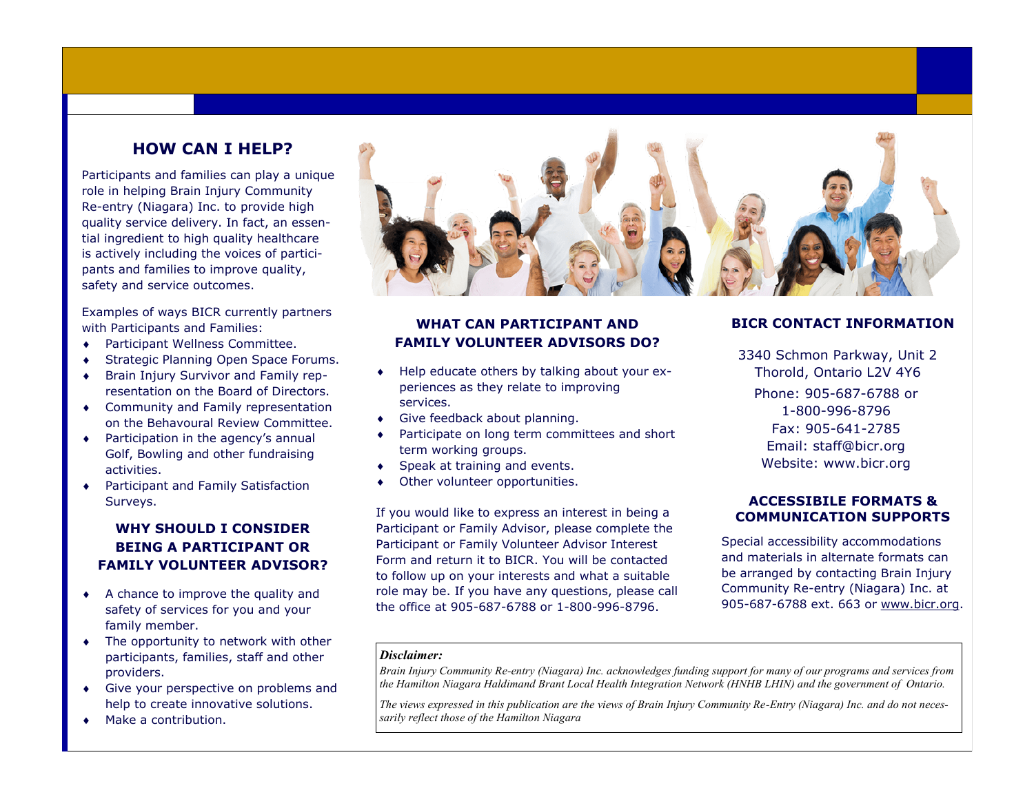## HOW CAN I HELP?

Participants and families can play a unique role in helping Brain Injury Community Re-entry (Niagara) Inc. to provide high quality service delivery. In fact, an essential ingredient to high quality healthcare is actively including the voices of participants and families to improve quality, safety and service outcomes.

Examples of ways BICR currently partners with Participants and Families:

- Participant Wellness Committee.
- Strategic Planning Open Space Forums.
- Brain Injury Survivor and Family representation on the Board of Directors.
- Community and Family representation on the Behavoural Review Committee.
- Participation in the agency's annual Golf, Bowling and other fundraising activities.
- Participant and Family Satisfaction Surveys.

## WHY SHOULD I CONSIDER BEING A PARTICIPANT OR FAMILY VOLUNTEER ADVISOR?

- A chance to improve the quality and safety of services for you and your family member.
- The opportunity to network with other participants, families, staff and other providers.
- Give your perspective on problems and help to create innovative solutions.
- Make a contribution.

## WHAT CAN PARTICIPANT AND FAMILY VOLUNTEER ADVISORS DO?

- Help educate others by talking about your experiences as they relate to improving services.
- Give feedback about planning.
- Participate on long term committees and short term working groups.
- Speak at training and events.
- Other volunteer opportunities.

If you would like to express an interest in being a Participant or Family Advisor, please complete the Participant or Family Volunteer Advisor Interest Form and return it to BICR. You will be contacted to follow up on your interests and what a suitable role may be. If you have any questions, please call the office at 905-687-6788 or 1-800-996-8796.

## BICR CONTACT INFORMATION

3340 Schmon Parkway, Unit 2
Thorold, Ontario L2V 4Y6

Phone: 905-687-6788 or
1-800-996-8796
Fax: 905-641-2785
Email: staff@bicr.org
Website: www.bicr.org

## ACCESSIBILE FORMATS & COMMUNICATION SUPPORTS

Special accessibility accommodations and materials in alternate formats can be arranged by contacting Brain Injury Community Re-entry (Niagara) Inc. at 905-687-6788 ext. 663 or www.bicr.org.

***Disclaimer:***

*Brain Injury Community Re-entry (Niagara) Inc. acknowledges funding support for many of our programs and services from the Hamilton Niagara Haldimand Brant Local Health Integration Network (HNHB LHIN) and the government of Ontario.*

*The views expressed in this publication are the views of Brain Injury Community Re-Entry (Niagara) Inc. and do not necessarily reflect those of the Hamilton Niagara*